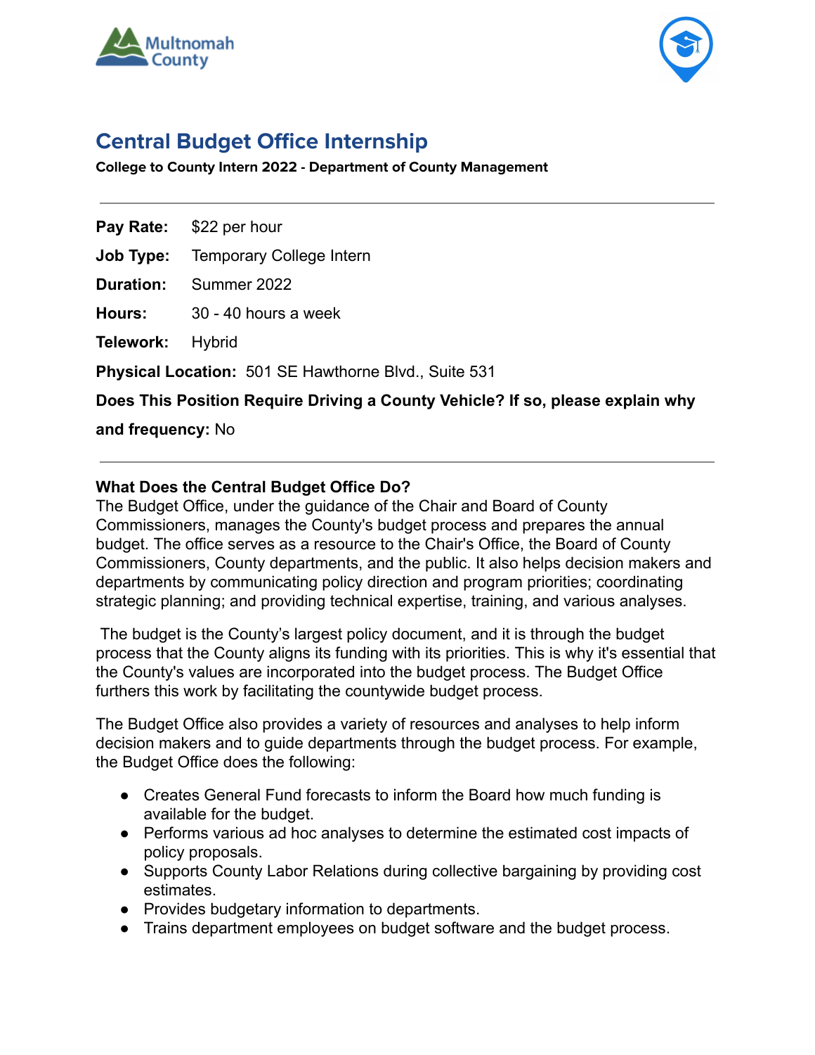# Central Budget Office Internship

**College to County Intern 2022 - Department of County Management**

---

**Pay Rate:** $22 per hour

**Job Type:** Temporary College Intern

**Duration:** Summer 2022

**Hours:** 30 - 40 hours a week

**Telework:** Hybrid

**Physical Location:** 501 SE Hawthorne Blvd., Suite 531

**Does This Position Require Driving a County Vehicle? If so, please explain why and frequency:** No

---

**What Does the Central Budget Office Do?**

The Budget Office, under the guidance of the Chair and Board of County Commissioners, manages the County's budget process and prepares the annual budget. The office serves as a resource to the Chair's Office, the Board of County Commissioners, County departments, and the public. It also helps decision makers and departments by communicating policy direction and program priorities; coordinating strategic planning; and providing technical expertise, training, and various analyses.

The budget is the County's largest policy document, and it is through the budget process that the County aligns its funding with its priorities. This is why it's essential that the County's values are incorporated into the budget process. The Budget Office furthers this work by facilitating the countywide budget process.

The Budget Office also provides a variety of resources and analyses to help inform decision makers and to guide departments through the budget process. For example, the Budget Office does the following:

- Creates General Fund forecasts to inform the Board how much funding is available for the budget.
- Performs various ad hoc analyses to determine the estimated cost impacts of policy proposals.
- Supports County Labor Relations during collective bargaining by providing cost estimates.
- Provides budgetary information to departments.
- Trains department employees on budget software and the budget process.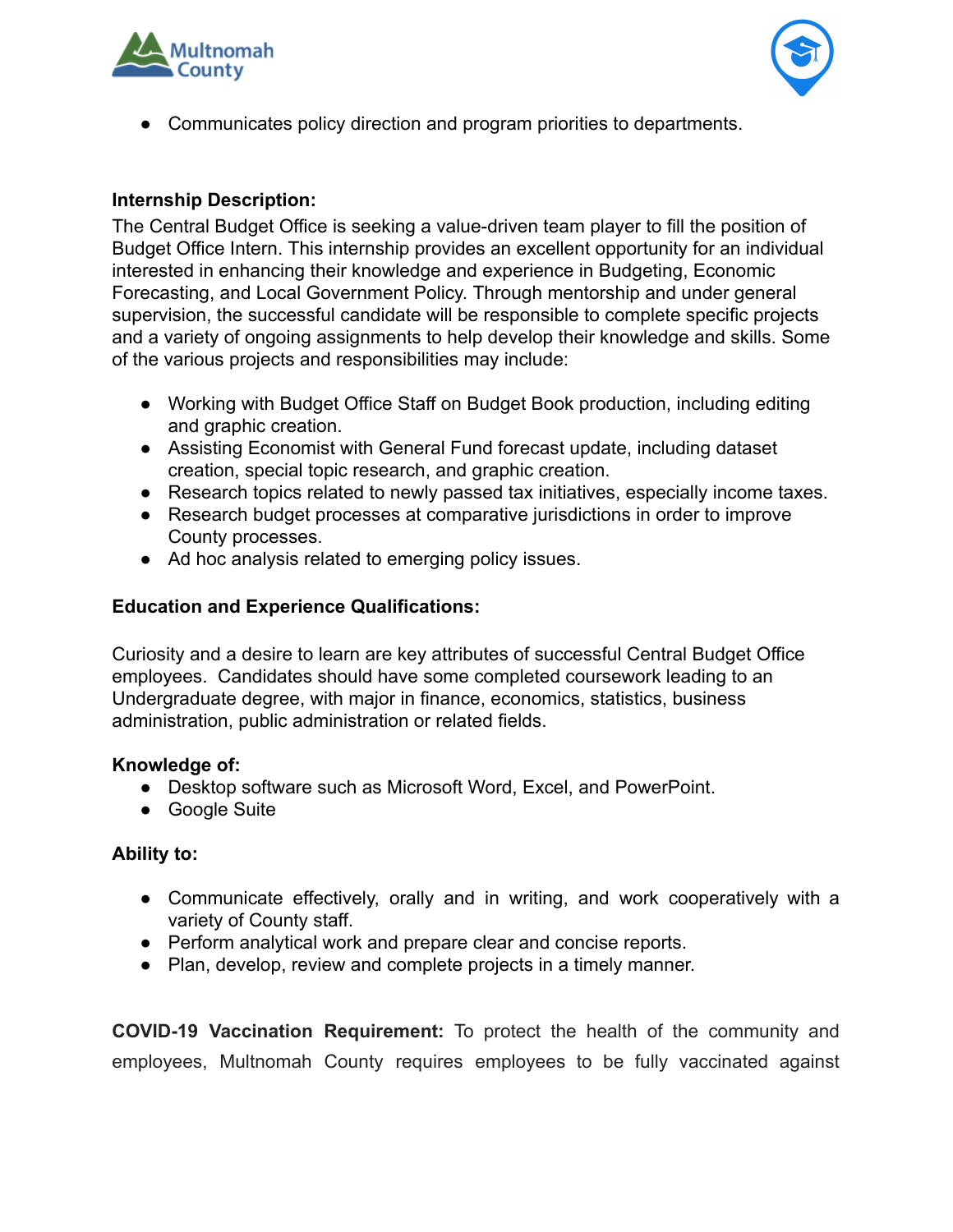- Communicates policy direction and program priorities to departments.

**Internship Description:**

The Central Budget Office is seeking a value-driven team player to fill the position of Budget Office Intern. This internship provides an excellent opportunity for an individual interested in enhancing their knowledge and experience in Budgeting, Economic Forecasting, and Local Government Policy. Through mentorship and under general supervision, the successful candidate will be responsible to complete specific projects and a variety of ongoing assignments to help develop their knowledge and skills. Some of the various projects and responsibilities may include:

- Working with Budget Office Staff on Budget Book production, including editing and graphic creation.
- Assisting Economist with General Fund forecast update, including dataset creation, special topic research, and graphic creation.
- Research topics related to newly passed tax initiatives, especially income taxes.
- Research budget processes at comparative jurisdictions in order to improve County processes.
- Ad hoc analysis related to emerging policy issues.

**Education and Experience Qualifications:**

Curiosity and a desire to learn are key attributes of successful Central Budget Office employees. Candidates should have some completed coursework leading to an Undergraduate degree, with major in finance, economics, statistics, business administration, public administration or related fields.

**Knowledge of:**

- Desktop software such as Microsoft Word, Excel, and PowerPoint.
- Google Suite

**Ability to:**

- Communicate effectively, orally and in writing, and work cooperatively with a variety of County staff.
- Perform analytical work and prepare clear and concise reports.
- Plan, develop, review and complete projects in a timely manner.

**COVID-19 Vaccination Requirement:** To protect the health of the community and employees, Multnomah County requires employees to be fully vaccinated against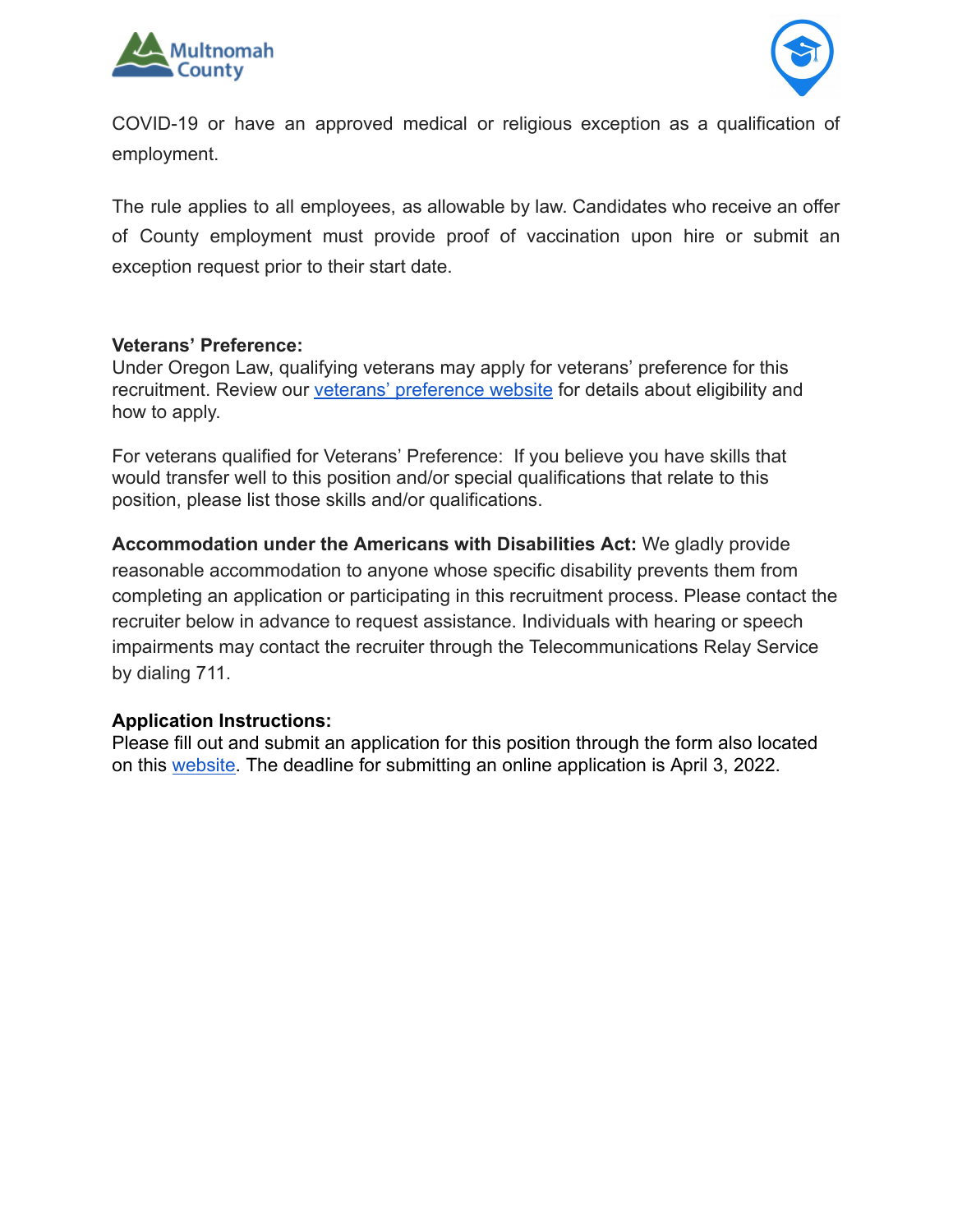COVID-19 or have an approved medical or religious exception as a qualification of employment.

The rule applies to all employees, as allowable by law. Candidates who receive an offer of County employment must provide proof of vaccination upon hire or submit an exception request prior to their start date.

**Veterans' Preference:**
Under Oregon Law, qualifying veterans may apply for veterans' preference for this recruitment. Review our veterans' preference website for details about eligibility and how to apply.

For veterans qualified for Veterans' Preference: If you believe you have skills that would transfer well to this position and/or special qualifications that relate to this position, please list those skills and/or qualifications.

**Accommodation under the Americans with Disabilities Act:** We gladly provide reasonable accommodation to anyone whose specific disability prevents them from completing an application or participating in this recruitment process. Please contact the recruiter below in advance to request assistance. Individuals with hearing or speech impairments may contact the recruiter through the Telecommunications Relay Service by dialing 711.

**Application Instructions:**
Please fill out and submit an application for this position through the form also located on this website. The deadline for submitting an online application is April 3, 2022.